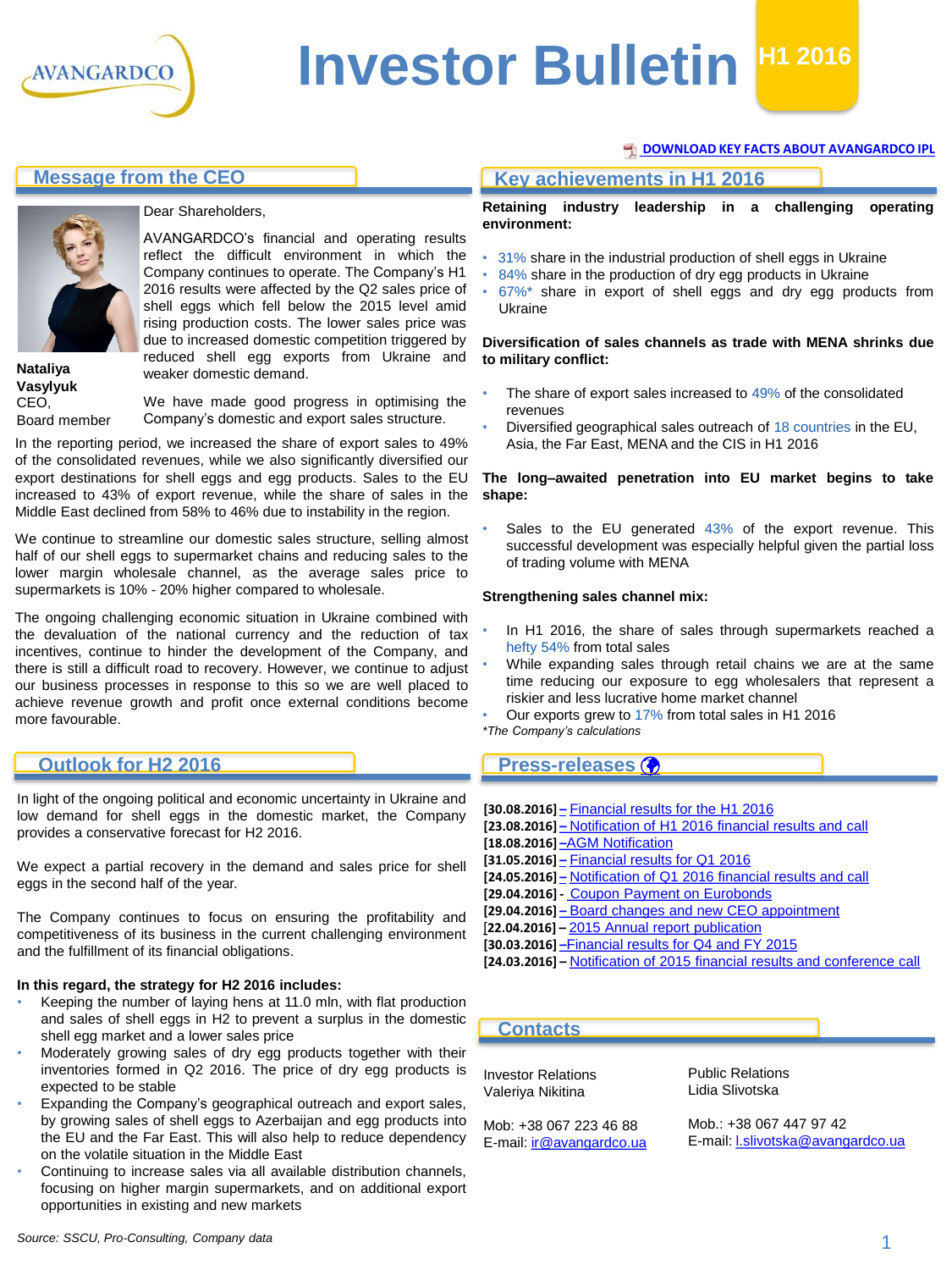AVANGARDCO

# Investor Bulletin H1 2016

DOWNLOAD KEY FACTS ABOUT AVANGARDCO IPL

## Message from the CEO

Dear Shareholders,

AVANGARDCO's financial and operating results reflect the difficult environment in which the Company continues to operate. The Company's H1 2016 results were affected by the Q2 sales price of shell eggs which fell below the 2015 level amid rising production costs. The lower sales price was due to increased domestic competition triggered by reduced shell egg exports from Ukraine and weaker domestic demand.

**Nataliya Vasylyuk**
CEO,
Board member

We have made good progress in optimising the Company's domestic and export sales structure.

In the reporting period, we increased the share of export sales to 49% of the consolidated revenues, while we also significantly diversified our export destinations for shell eggs and egg products. Sales to the EU increased to 43% of export revenue, while the share of sales in the Middle East declined from 58% to 46% due to instability in the region.

We continue to streamline our domestic sales structure, selling almost half of our shell eggs to supermarket chains and reducing sales to the lower margin wholesale channel, as the average sales price to supermarkets is 10% - 20% higher compared to wholesale.

The ongoing challenging economic situation in Ukraine combined with the devaluation of the national currency and the reduction of tax incentives, continue to hinder the development of the Company, and there is still a difficult road to recovery. However, we continue to adjust our business processes in response to this so we are well placed to achieve revenue growth and profit once external conditions become more favourable.

## Outlook for H2 2016

In light of the ongoing political and economic uncertainty in Ukraine and low demand for shell eggs in the domestic market, the Company provides a conservative forecast for H2 2016.

We expect a partial recovery in the demand and sales price for shell eggs in the second half of the year.

The Company continues to focus on ensuring the profitability and competitiveness of its business in the current challenging environment and the fulfillment of its financial obligations.

**In this regard, the strategy for H2 2016 includes:**

- Keeping the number of laying hens at 11.0 mln, with flat production and sales of shell eggs in H2 to prevent a surplus in the domestic shell egg market and a lower sales price
- Moderately growing sales of dry egg products together with their inventories formed in Q2 2016. The price of dry egg products is expected to be stable
- Expanding the Company's geographical outreach and export sales, by growing sales of shell eggs to Azerbaijan and egg products into the EU and the Far East. This will also help to reduce dependency on the volatile situation in the Middle East
- Continuing to increase sales via all available distribution channels, focusing on higher margin supermarkets, and on additional export opportunities in existing and new markets

## Key achievements in H1 2016

**Retaining industry leadership in a challenging operating environment:**

- 31% share in the industrial production of shell eggs in Ukraine
- 84% share in the production of dry egg products in Ukraine
- 67%* share in export of shell eggs and dry egg products from Ukraine

**Diversification of sales channels as trade with MENA shrinks due to military conflict:**

- The share of export sales increased to 49% of the consolidated revenues
- Diversified geographical sales outreach of 18 countries in the EU, Asia, the Far East, MENA and the CIS in H1 2016

**The long–awaited penetration into EU market begins to take shape:**

- Sales to the EU generated 43% of the export revenue. This successful development was especially helpful given the partial loss of trading volume with MENA

**Strengthening sales channel mix:**

- In H1 2016, the share of sales through supermarkets reached a hefty 54% from total sales
- While expanding sales through retail chains we are at the same time reducing our exposure to egg wholesalers that represent a riskier and less lucrative home market channel
- Our exports grew to 17% from total sales in H1 2016

*\*The Company's calculations*

## Press-releases

**[30.08.2016]** – Financial results for the H1 2016
**[23.08.2016]** – Notification of H1 2016 financial results and call
**[18.08.2016]** –AGM Notification
**[31.05.2016]** – Financial results for Q1 2016
**[24.05.2016]** – Notification of Q1 2016 financial results and call
**[29.04.2016]** - Coupon Payment on Eurobonds
**[29.04.2016]** – Board changes and new CEO appointment
**[22.04.2016]** – 2015 Annual report publication
**[30.03.2016]** –Financial results for Q4 and FY 2015
**[24.03.2016]** – Notification of 2015 financial results and conference call

## Contacts

Investor Relations
Valeriya Nikitina

Mob: +38 067 223 46 88
E-mail: ir@avangardco.ua

Public Relations
Lidia Slivotska

Mob.: +38 067 447 97 42
E-mail: l.slivotska@avangardco.ua

*Source: SSCU, Pro-Consulting, Company data*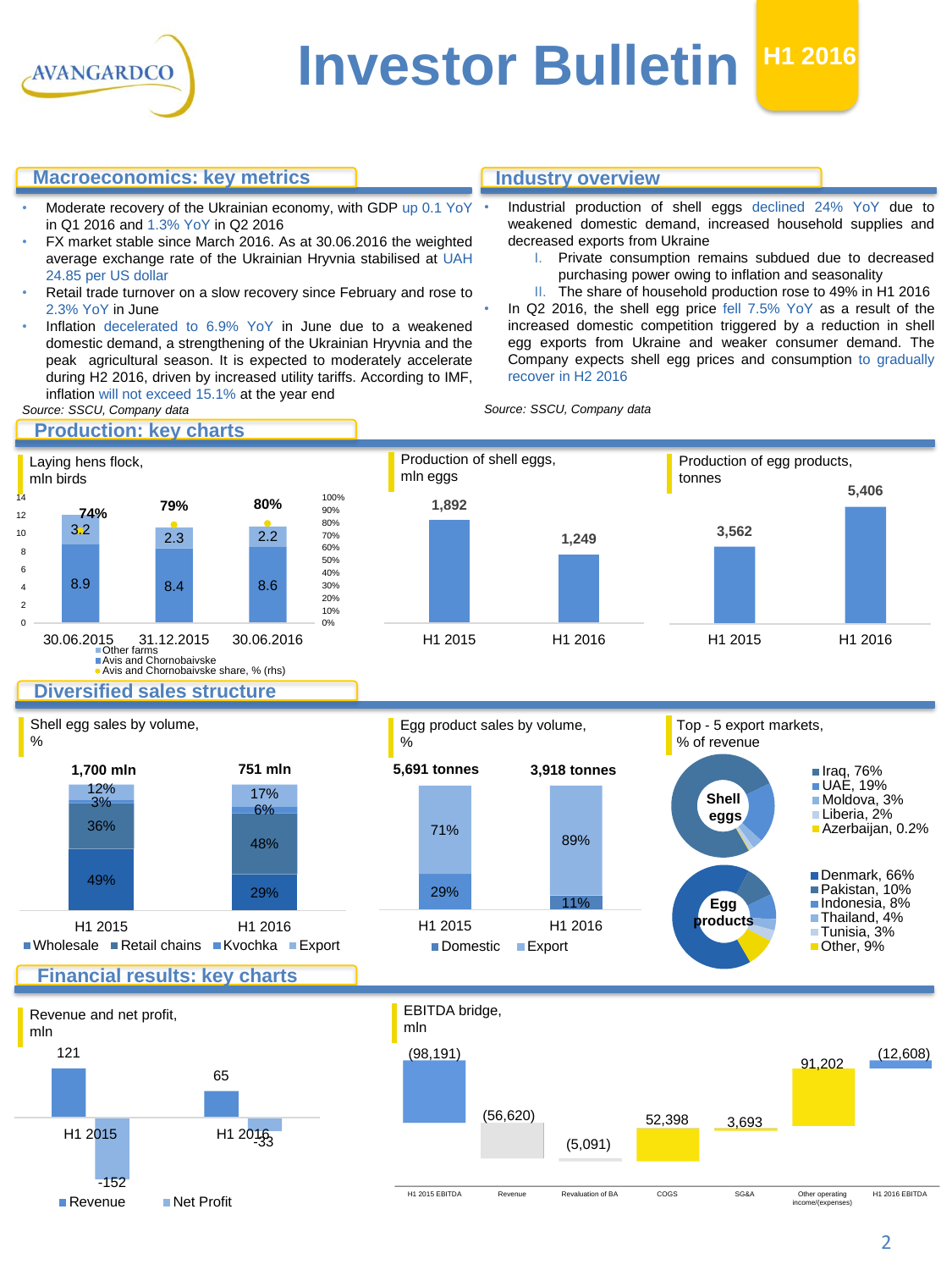# Investor Bulletin H1 2016

## Macroeconomics: key metrics

- Moderate recovery of the Ukrainian economy, with GDP up 0.1 YoY in Q1 2016 and 1.3% YoY in Q2 2016
- FX market stable since March 2016. As at 30.06.2016 the weighted average exchange rate of the Ukrainian Hryvnia stabilised at UAH 24.85 per US dollar
- Retail trade turnover on a slow recovery since February and rose to 2.3% YoY in June
- Inflation decelerated to 6.9% YoY in June due to a weakened domestic demand, a strengthening of the Ukrainian Hryvnia and the peak agricultural season. It is expected to moderately accelerate during H2 2016, driven by increased utility tariffs. According to IMF, inflation will not exceed 15.1% at the year end

*Source: SSCU, Company data*

## Industry overview

- Industrial production of shell eggs declined 24% YoY due to weakened domestic demand, increased household supplies and decreased exports from Ukraine
  I. Private consumption remains subdued due to decreased purchasing power owing to inflation and seasonality
  II. The share of household production rose to 49% in H1 2016
- In Q2 2016, the shell egg price fell 7.5% YoY as a result of the increased domestic competition triggered by a reduction in shell egg exports from Ukraine and weaker consumer demand. The Company expects shell egg prices and consumption to gradually recover in H2 2016

*Source: SSCU, Company data*

## Production: key charts

**Laying hens flock, mln birds**

| | 30.06.2015 | 31.12.2015 | 30.06.2016 |
|---|---|---|---|
| Other farms | 3.2 | 2.3 | 2.2 |
| Avis and Chornobaivske | 8.9 | 8.4 | 8.6 |
| Avis and Chornobaivske share, % (rhs) | 74% | 79% | 80% |

**Production of shell eggs, mln eggs**

| H1 2015 | H1 2016 |
|---|---|
| 1,892 | 1,249 |

**Production of egg products, tonnes**

| H1 2015 | H1 2016 |
|---|---|
| 3,562 | 5,406 |

## Diversified sales structure

**Shell egg sales by volume, %**

| | H1 2015 (1,700 mln) | H1 2016 (751 mln) |
|---|---|---|
| Wholesale | 49% | 29% |
| Retail chains | 36% | 48% |
| Kvochka | 3% | 6% |
| Export | 12% | 17% |

**Egg product sales by volume, %**

| | H1 2015 (5,691 tonnes) | H1 2016 (3,918 tonnes) |
|---|---|---|
| Domestic | 29% | 11% |
| Export | 71% | 89% |

**Top - 5 export markets, % of revenue**

Shell eggs: Iraq, 76%; UAE, 19%; Moldova, 3%; Liberia, 2%; Azerbaijan, 0.2%

Egg products: Denmark, 66%; Pakistan, 10%; Indonesia, 8%; Thailand, 4%; Tunisia, 3%; Other, 9%

## Financial results: key charts

**Revenue and net profit, mln**

| | H1 2015 | H1 2016 |
|---|---|---|
| Revenue | 121 | 65 |
| Net Profit | -152 | -33 |

**EBITDA bridge, mln**

| H1 2015 EBITDA | Revenue | Revaluation of BA | COGS | SG&A | Other operating income/(expenses) | H1 2016 EBITDA |
|---|---|---|---|---|---|---|
| (98,191) | (56,620) | (5,091) | 52,398 | 3,693 | 91,202 | (12,608) |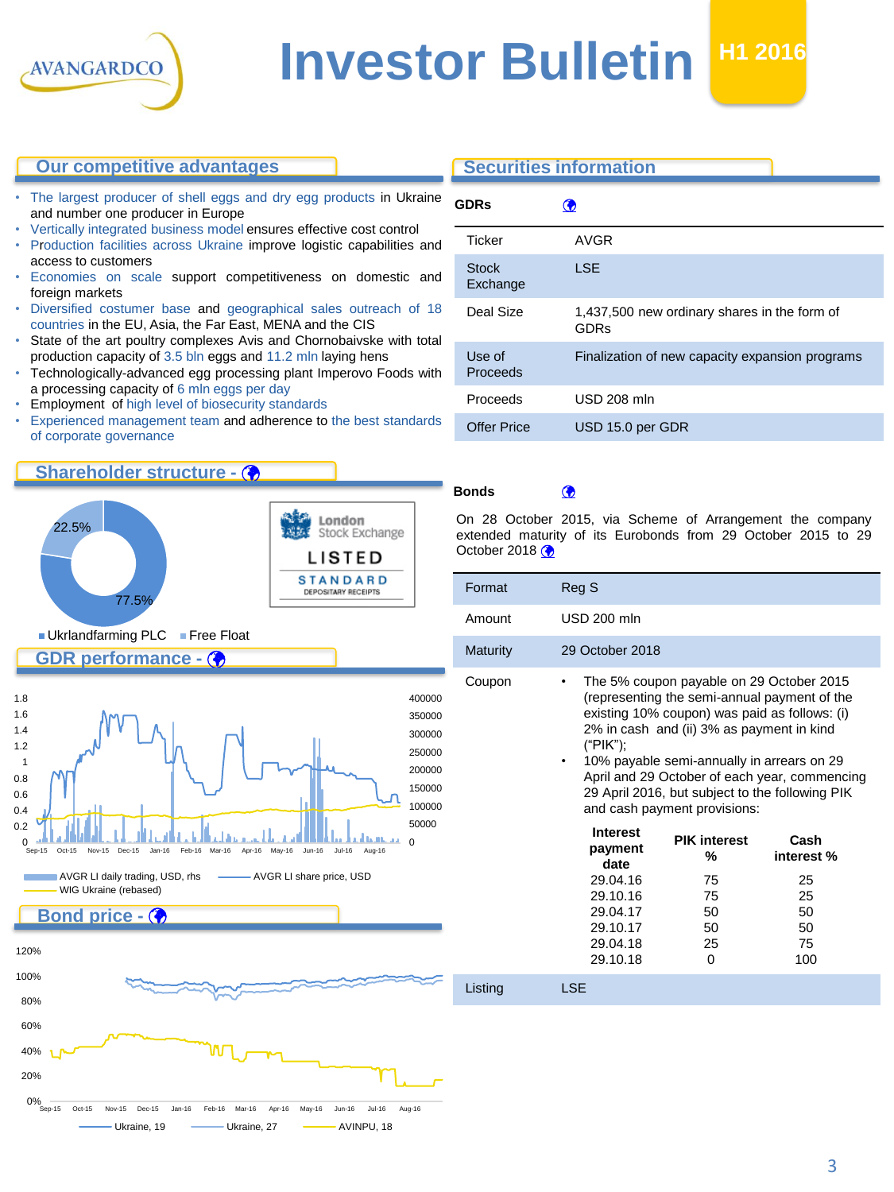# Investor Bulletin

**H1 2016**

## Our competitive advantages

- The largest producer of shell eggs and dry egg products in Ukraine and number one producer in Europe
- Vertically integrated business model ensures effective cost control
- Production facilities across Ukraine improve logistic capabilities and access to customers
- Economies on scale support competitiveness on domestic and foreign markets
- Diversified costumer base and geographical sales outreach of 18 countries in the EU, Asia, the Far East, MENA and the CIS
- State of the art poultry complexes Avis and Chornobaivske with total production capacity of 3.5 bln eggs and 11.2 mln laying hens
- Technologically-advanced egg processing plant Imperovo Foods with a processing capacity of 6 mln eggs per day
- Employment of high level of biosecurity standards
- Experienced management team and adherence to the best standards of corporate governance

## Shareholder structure

- Ukrlandfarming PLC: 77.5%
- Free Float: 22.5%

London Stock Exchange LISTED STANDARD DEPOSITARY RECEIPTS

## GDR performance

AVGR LI daily trading, USD, rhs — AVGR LI share price, USD — WIG Ukraine (rebased)

## Bond price

Ukraine, 19 — Ukraine, 27 — AVINPU, 18

## Securities information

**GDRs**

| | |
|---|---|
| Ticker | AVGR |
| Stock Exchange | LSE |
| Deal Size | 1,437,500 new ordinary shares in the form of GDRs |
| Use of Proceeds | Finalization of new capacity expansion programs |
| Proceeds | USD 208 mln |
| Offer Price | USD 15.0 per GDR |

**Bonds**

On 28 October 2015, via Scheme of Arrangement the company extended maturity of its Eurobonds from 29 October 2015 to 29 October 2018

| | |
|---|---|
| Format | Reg S |
| Amount | USD 200 mln |
| Maturity | 29 October 2018 |
| Coupon | • The 5% coupon payable on 29 October 2015 (representing the semi-annual payment of the existing 10% coupon) was paid as follows: (i) 2% in cash and (ii) 3% as payment in kind ("PIK"); • 10% payable semi-annually in arrears on 29 April and 29 October of each year, commencing 29 April 2016, but subject to the following PIK and cash payment provisions: |

| Interest payment date | PIK interest % | Cash interest % |
|---|---|---|
| 29.04.16 | 75 | 25 |
| 29.10.16 | 75 | 25 |
| 29.04.17 | 50 | 50 |
| 29.10.17 | 50 | 50 |
| 29.04.18 | 25 | 75 |
| 29.10.18 | 0 | 100 |

| | |
|---|---|
| Listing | LSE |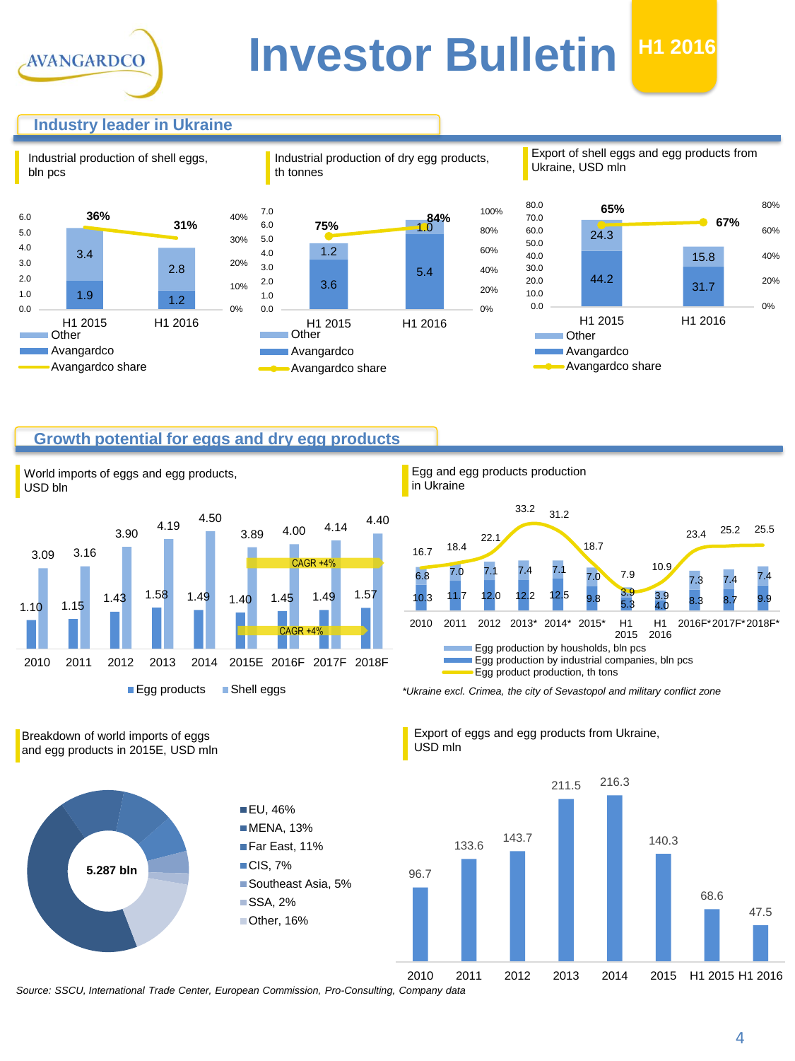# Investor Bulletin

H1 2016

## Industry leader in Ukraine

Industrial production of shell eggs, bln pcs

36%
31%
3.4
1.9
2.8
1.2
H1 2015
H1 2016
Other
Avangardco
Avangardco share

Industrial production of dry egg products, th tonnes

75%
84%
1.2
3.6
1.0
5.4
H1 2015
H1 2016
Other
Avangardco
Avangardco share

Export of shell eggs and egg products from Ukraine, USD mln

65%
67%
24.3
44.2
15.8
31.7
H1 2015
H1 2016
Other
Avangardco
Avangardco share

## Growth potential for eggs and dry egg products

World imports of eggs and egg products, USD bln

2010: 1.10, 3.09
2011: 1.15, 3.16
2012: 1.43, 3.90
2013: 1.58, 4.19
2014: 1.49, 4.50
2015E: 1.40, 3.89
2016F: 1.45, 4.00
2017F: 1.49, 4.14
2018F: 1.57, 4.40
CAGR +4%
CAGR +4%
Egg products
Shell eggs

Egg and egg products production in Ukraine

2010: 16.7, 6.8, 10.3
2011: 18.4, 7.0, 11.7
2012: 22.1, 7.1, 12.0
2013*: 33.2, 7.4, 12.2
2014*: 31.2, 7.1, 12.5
2015*: 18.7, 7.0, 9.8
H1 2015: 7.9, 3.9, 5.3
H1 2016: 10.9, 3.9, 4.0
2016F*: 23.4, 7.3, 8.3
2017F*: 25.2, 7.4, 8.7
2018F*: 25.5, 7.4, 9.9
Egg production by housholds, bln pcs
Egg production by industrial companies, bln pcs
Egg product production, th tons

*Ukraine excl. Crimea, the city of Sevastopol and military conflict zone*

Breakdown of world imports of eggs and egg products in 2015E, USD mln

5.287 bln
EU, 46%
MENA, 13%
Far East, 11%
CIS, 7%
Southeast Asia, 5%
SSA, 2%
Other, 16%

Export of eggs and egg products from Ukraine, USD mln

2010: 96.7
2011: 133.6
2012: 143.7
2013: 211.5
2014: 216.3
2015: 140.3
H1 2015: 68.6
H1 2016: 47.5

*Source: SSCU, International Trade Center, European Commission, Pro-Consulting, Company data*